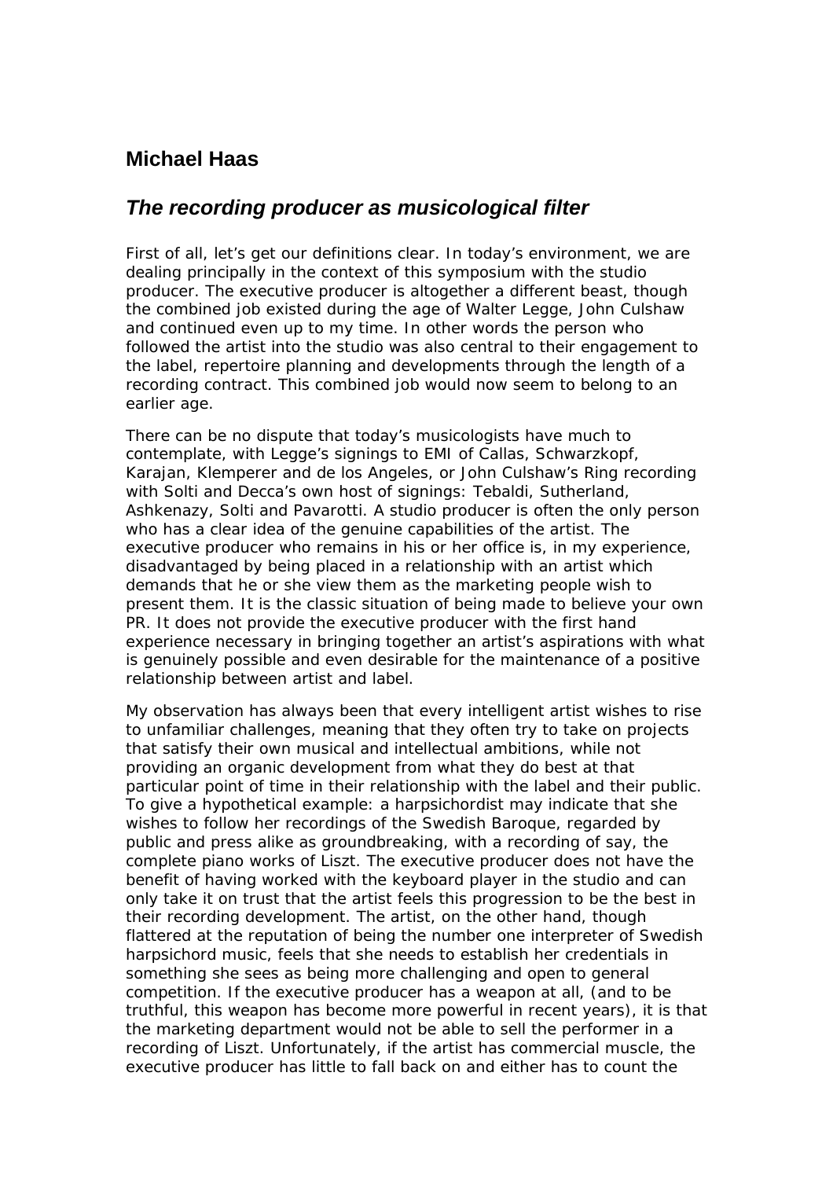## Michael Haas

### *The recording producer as musicological filter*

First of all, let's get our definitions clear. In today's environment, we are dealing principally in the context of this symposium with the studio producer. The executive producer is altogether a different beast, though the combined job existed during the age of Walter Legge, John Culshaw and continued even up to my time. In other words the person who followed the artist into the studio was also central to their engagement to the label, repertoire planning and developments through the length of a recording contract. This combined job would now seem to belong to an earlier age.

There can be no dispute that today's musicologists have much to contemplate, with Legge's signings to EMI of Callas, Schwarzkopf, Karajan, Klemperer and de los Angeles, or John Culshaw's Ring recording with Solti and Decca's own host of signings: Tebaldi, Sutherland, Ashkenazy, Solti and Pavarotti. A studio producer is often the only person who has a clear idea of the genuine capabilities of the artist. The executive producer who remains in his or her office is, in my experience, disadvantaged by being placed in a relationship with an artist which demands that he or she view them as the marketing people wish to present them. It is the classic situation of being made to believe your own PR. It does not provide the executive producer with the first hand experience necessary in bringing together an artist's aspirations with what is genuinely possible and even desirable for the maintenance of a positive relationship between artist and label.

My observation has always been that every intelligent artist wishes to rise to unfamiliar challenges, meaning that they often try to take on projects that satisfy their own musical and intellectual ambitions, while not providing an organic development from what they do best at that particular point of time in their relationship with the label and their public. To give a hypothetical example: a harpsichordist may indicate that she wishes to follow her recordings of the Swedish Baroque, regarded by public and press alike as groundbreaking, with a recording of say, the complete piano works of Liszt. The executive producer does not have the benefit of having worked with the keyboard player in the studio and can only take it on trust that the artist feels this progression to be the best in their recording development. The artist, on the other hand, though flattered at the reputation of being the number one interpreter of Swedish harpsichord music, feels that she needs to establish her credentials in something she sees as being more challenging and open to general competition. If the executive producer has a weapon at all, (and to be truthful, this weapon has become more powerful in recent years), it is that the marketing department would not be able to sell the performer in a recording of Liszt. Unfortunately, if the artist has commercial muscle, the executive producer has little to fall back on and either has to count the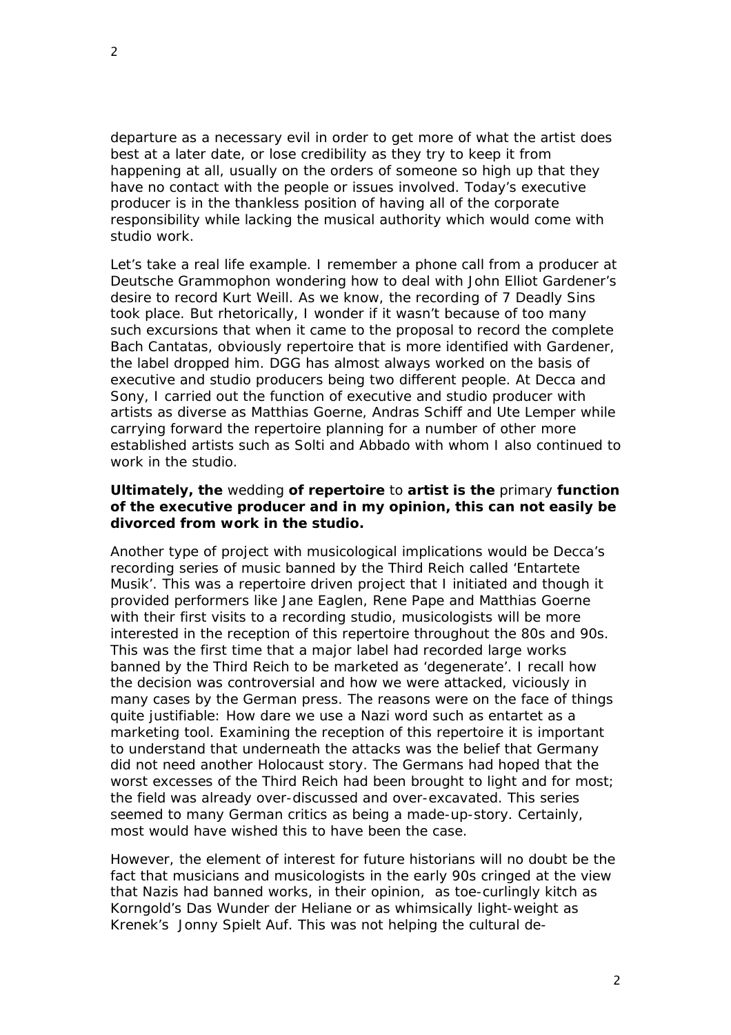departure as a necessary evil in order to get more of what the artist does best at a later date, or lose credibility as they try to keep it from happening at all, usually on the orders of someone so high up that they have no contact with the people or issues involved. Today's executive producer is in the thankless position of having all of the corporate responsibility while lacking the musical authority which would come with studio work.

Let's take a real life example. I remember a phone call from a producer at Deutsche Grammophon wondering how to deal with John Elliot Gardener's desire to record Kurt Weill. As we know, the recording of 7 Deadly Sins took place. But rhetorically, I wonder if it wasn't because of too many such excursions that when it came to the proposal to record the complete Bach Cantatas, obviously repertoire that is more identified with Gardener, the label dropped him. DGG has almost always worked on the basis of executive and studio producers being two different people. At Decca and Sony, I carried out the function of executive and studio producer with artists as diverse as Matthias Goerne, Andras Schiff and Ute Lemper while carrying forward the repertoire planning for a number of other more established artists such as Solti and Abbado with whom I also continued to work in the studio.

**Ultimately, the** wedding **of repertoire** to **artist is the** primary **function of the executive producer and in my opinion, this can not easily be divorced from work in the studio.**

Another type of project with musicological implications would be Decca's recording series of music banned by the Third Reich called 'Entartete Musik'. This was a repertoire driven project that I initiated and though it provided performers like Jane Eaglen, Rene Pape and Matthias Goerne with their first visits to a recording studio, musicologists will be more interested in the reception of this repertoire throughout the 80s and 90s. This was the first time that a major label had recorded large works banned by the Third Reich to be marketed as 'degenerate'. I recall how the decision was controversial and how we were attacked, viciously in many cases by the German press. The reasons were on the face of things quite justifiable: How dare we use a Nazi word such as entartet as a marketing tool. Examining the reception of this repertoire it is important to understand that underneath the attacks was the belief that Germany did not need another Holocaust story. The Germans had hoped that the worst excesses of the Third Reich had been brought to light and for most; the field was already over-discussed and over-excavated. This series seemed to many German critics as being a made-up-story. Certainly, most would have wished this to have been the case.

However, the element of interest for future historians will no doubt be the fact that musicians and musicologists in the early 90s cringed at the view that Nazis had banned works, in their opinion, as toe-curlingly kitch as Korngold's Das Wunder der Heliane or as whimsically light-weight as Krenek's Jonny Spielt Auf. This was not helping the cultural de-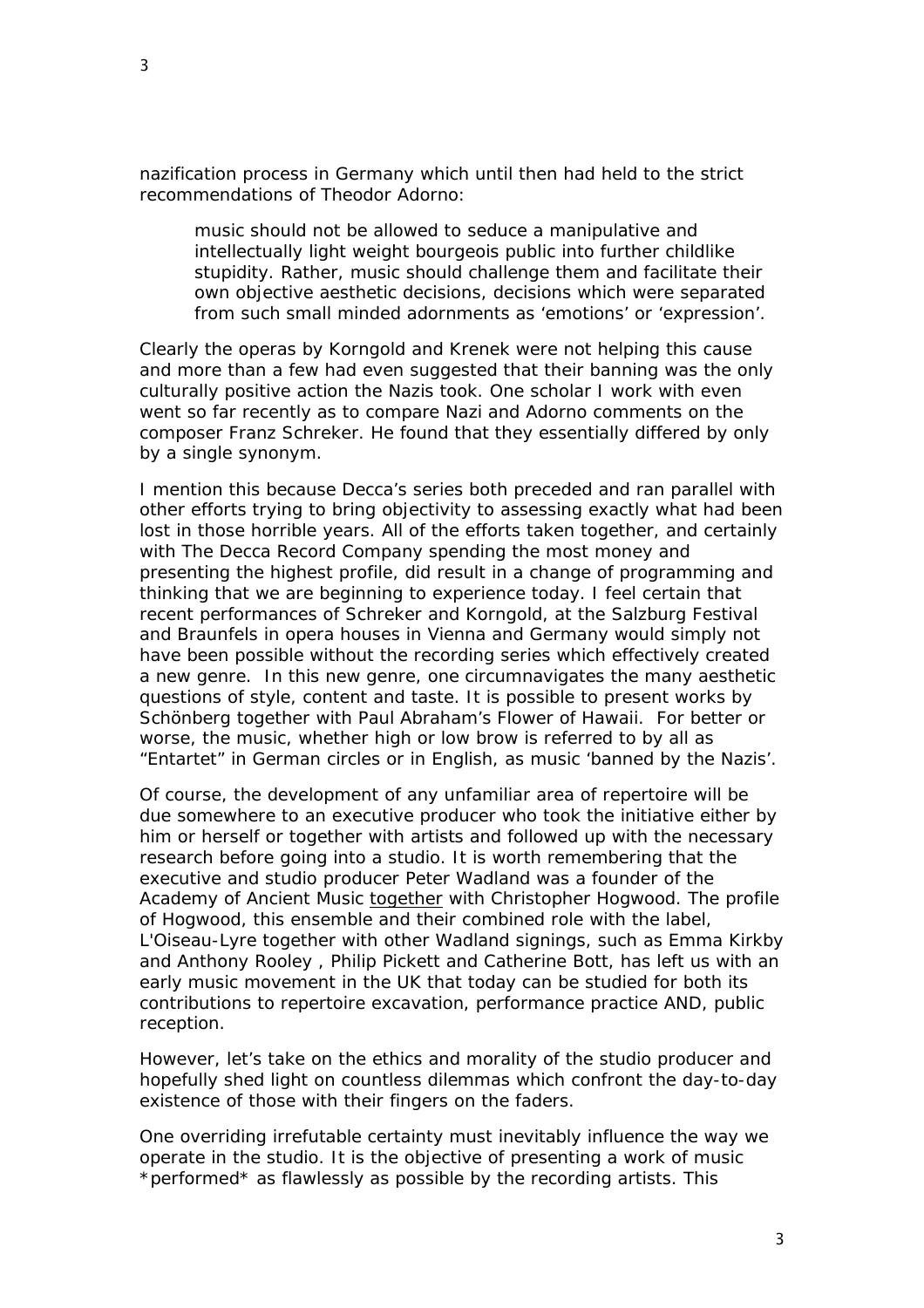nazification process in Germany which until then had held to the strict recommendations of Theodor Adorno:

> music should not be allowed to seduce a manipulative and intellectually light weight bourgeois public into further childlike stupidity. Rather, music should challenge them and facilitate their own objective aesthetic decisions, decisions which were separated from such small minded adornments as 'emotions' or 'expression'.

Clearly the operas by Korngold and Krenek were not helping this cause and more than a few had even suggested that their banning was the only culturally positive action the Nazis took. One scholar I work with even went so far recently as to compare Nazi and Adorno comments on the composer Franz Schreker. He found that they essentially differed by only by a single synonym.

I mention this because Decca's series both preceded and ran parallel with other efforts trying to bring objectivity to assessing exactly what had been lost in those horrible years. All of the efforts taken together, and certainly with The Decca Record Company spending the most money and presenting the highest profile, did result in a change of programming and thinking that we are beginning to experience today. I feel certain that recent performances of Schreker and Korngold, at the Salzburg Festival and Braunfels in opera houses in Vienna and Germany would simply not have been possible without the recording series which effectively created a new genre. In this new genre, one circumnavigates the many aesthetic questions of style, content and taste. It is possible to present works by Schönberg together with Paul Abraham's Flower of Hawaii. For better or worse, the music, whether high or low brow is referred to by all as "Entartet" in German circles or in English, as music 'banned by the Nazis'.

Of course, the development of any unfamiliar area of repertoire will be due somewhere to an executive producer who took the initiative either by him or herself or together with artists and followed up with the necessary research before going into a studio. It is worth remembering that the executive and studio producer Peter Wadland was a founder of the Academy of Ancient Music <u>together</u> with Christopher Hogwood. The profile of Hogwood, this ensemble and their combined role with the label, L'Oiseau-Lyre together with other Wadland signings, such as Emma Kirkby and Anthony Rooley , Philip Pickett and Catherine Bott, has left us with an early music movement in the UK that today can be studied for both its contributions to repertoire excavation, performance practice AND, public reception.

However, let's take on the ethics and morality of the studio producer and hopefully shed light on countless dilemmas which confront the day-to-day existence of those with their fingers on the faders.

One overriding irrefutable certainty must inevitably influence the way we operate in the studio. It is the objective of presenting a work of music *performed* as flawlessly as possible by the recording artists. This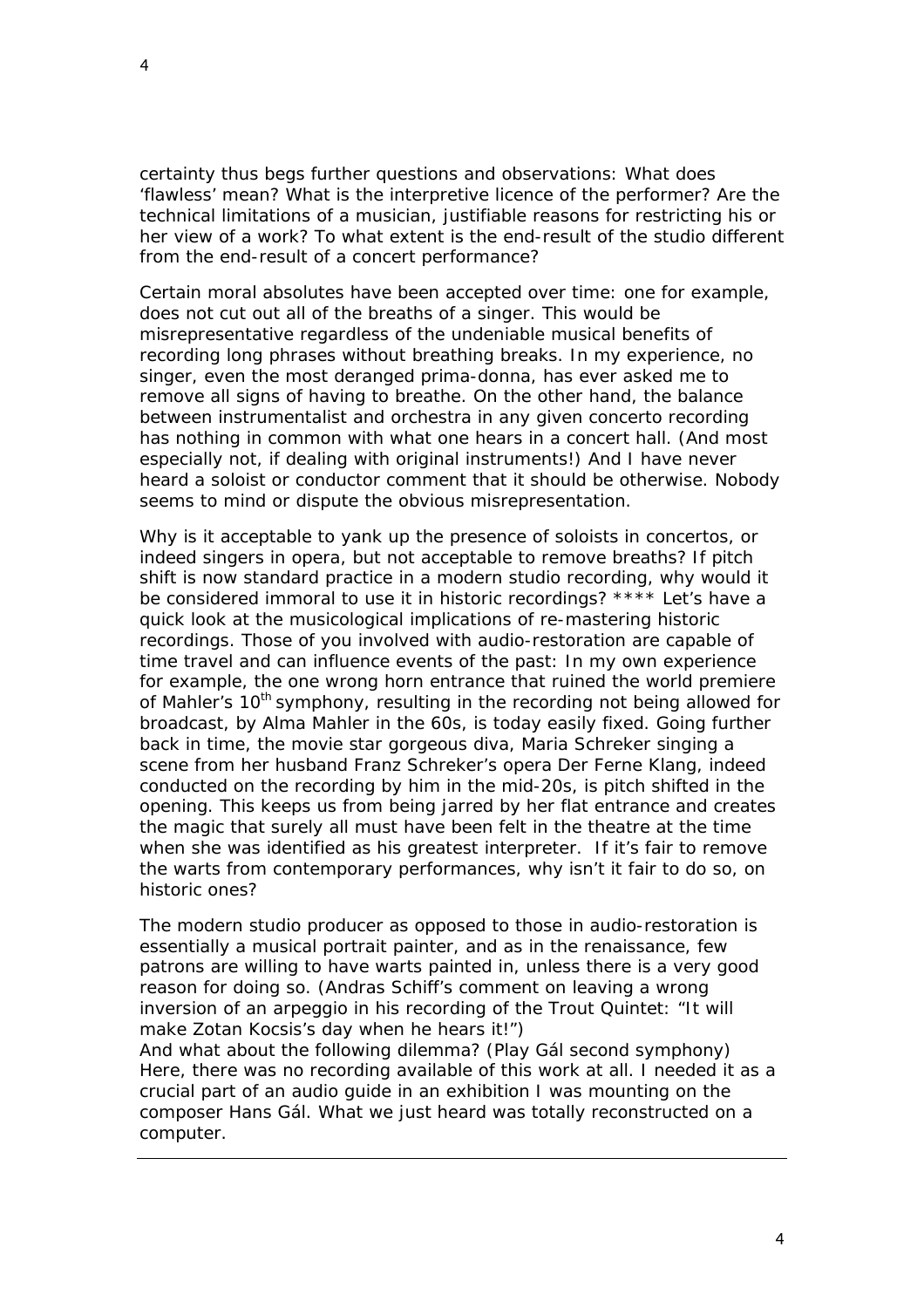certainty thus begs further questions and observations: What does 'flawless' mean? What is the interpretive licence of the performer? Are the technical limitations of a musician, justifiable reasons for restricting his or her view of a work? To what extent is the end-result of the studio different from the end-result of a concert performance?

Certain moral absolutes have been accepted over time: one for example, does not cut out all of the breaths of a singer. This would be misrepresentative regardless of the undeniable musical benefits of recording long phrases without breathing breaks. In my experience, no singer, even the most deranged prima-donna, has ever asked me to remove all signs of having to breathe. On the other hand, the balance between instrumentalist and orchestra in any given concerto recording has nothing in common with what one hears in a concert hall. (And most especially not, if dealing with original instruments!) And I have never heard a soloist or conductor comment that it should be otherwise. Nobody seems to mind or dispute the obvious misrepresentation.

Why is it acceptable to yank up the presence of soloists in concertos, or indeed singers in opera, but not acceptable to remove breaths? If pitch shift is now standard practice in a modern studio recording, why would it be considered immoral to use it in historic recordings? **** Let's have a quick look at the musicological implications of re-mastering historic recordings. Those of you involved with audio-restoration are capable of time travel and can influence events of the past: In my own experience for example, the one wrong horn entrance that ruined the world premiere of Mahler's 10th symphony, resulting in the recording not being allowed for broadcast, by Alma Mahler in the 60s, is today easily fixed. Going further back in time, the movie star gorgeous diva, Maria Schreker singing a scene from her husband Franz Schreker's opera Der Ferne Klang, indeed conducted on the recording by him in the mid-20s, is pitch shifted in the opening. This keeps us from being jarred by her flat entrance and creates the magic that surely all must have been felt in the theatre at the time when she was identified as his greatest interpreter. If it's fair to remove the warts from contemporary performances, why isn't it fair to do so, on historic ones?

The modern studio producer as opposed to those in audio-restoration is essentially a musical portrait painter, and as in the renaissance, few patrons are willing to have warts painted in, unless there is a very good reason for doing so. (Andras Schiff's comment on leaving a wrong inversion of an arpeggio in his recording of the Trout Quintet: "It will make Zotan Kocsis's day when he hears it!")
And what about the following dilemma? (Play Gál second symphony) Here, there was no recording available of this work at all. I needed it as a crucial part of an audio guide in an exhibition I was mounting on the composer Hans Gál. What we just heard was totally reconstructed on a computer.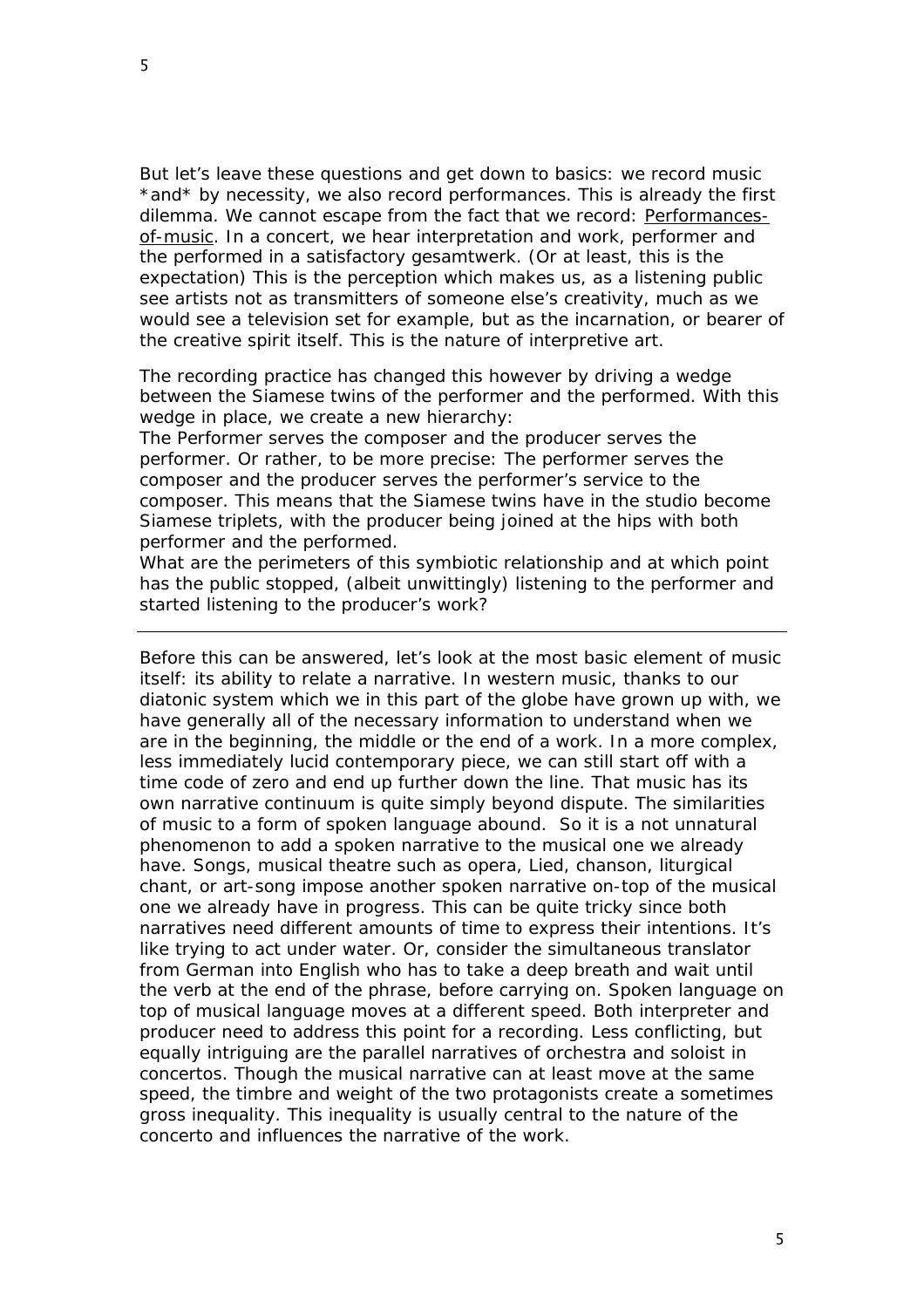But let's leave these questions and get down to basics: we record music *and* by necessity, we also record performances. This is already the first dilemma. We cannot escape from the fact that we record: <u>Performances-of-music</u>. In a concert, we hear interpretation and work, performer and the performed in a satisfactory gesamtwerk. (Or at least, this is the expectation) This is the perception which makes us, as a listening public see artists not as transmitters of someone else's creativity, much as we would see a television set for example, but as the incarnation, or bearer of the creative spirit itself. This is the nature of interpretive art.

The recording practice has changed this however by driving a wedge between the Siamese twins of the performer and the performed. With this wedge in place, we create a new hierarchy:
The Performer serves the composer and the producer serves the performer. Or rather, to be more precise: The performer serves the composer and the producer serves the performer's service to the composer. This means that the Siamese twins have in the studio become Siamese triplets, with the producer being joined at the hips with both performer and the performed.
What are the perimeters of this symbiotic relationship and at which point has the public stopped, (albeit unwittingly) listening to the performer and started listening to the producer's work?

---

Before this can be answered, let's look at the most basic element of music itself: its ability to relate a narrative. In western music, thanks to our diatonic system which we in this part of the globe have grown up with, we have generally all of the necessary information to understand when we are in the beginning, the middle or the end of a work. In a more complex, less immediately lucid contemporary piece, we can still start off with a time code of zero and end up further down the line. That music has its own narrative continuum is quite simply beyond dispute. The similarities of music to a form of spoken language abound. So it is a not unnatural phenomenon to add a spoken narrative to the musical one we already have. Songs, musical theatre such as opera, Lied, chanson, liturgical chant, or art-song impose another spoken narrative on-top of the musical one we already have in progress. This can be quite tricky since both narratives need different amounts of time to express their intentions. It's like trying to act under water. Or, consider the simultaneous translator from German into English who has to take a deep breath and wait until the verb at the end of the phrase, before carrying on. Spoken language on top of musical language moves at a different speed. Both interpreter and producer need to address this point for a recording. Less conflicting, but equally intriguing are the parallel narratives of orchestra and soloist in concertos. Though the musical narrative can at least move at the same speed, the timbre and weight of the two protagonists create a sometimes gross inequality. This inequality is usually central to the nature of the concerto and influences the narrative of the work.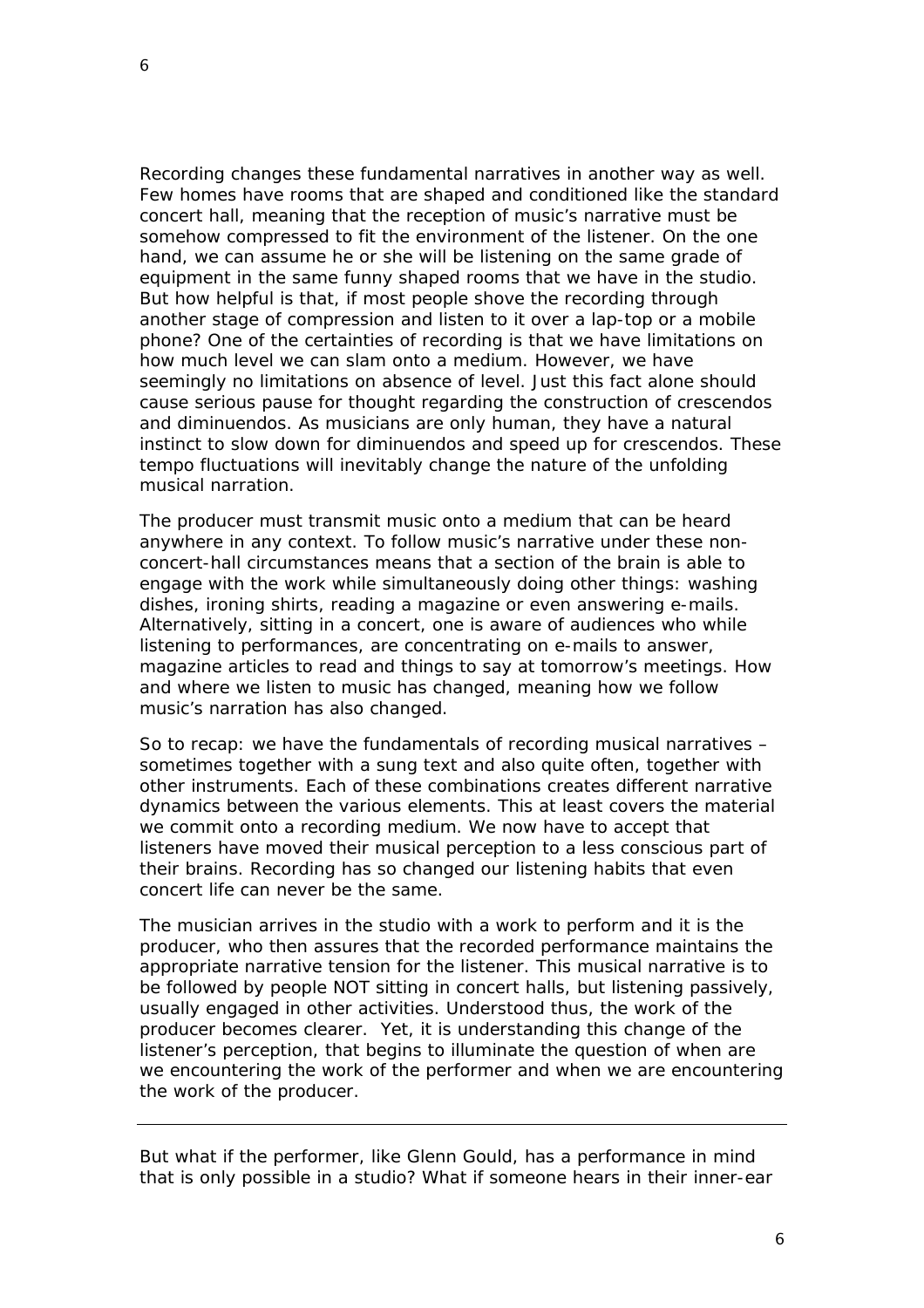Recording changes these fundamental narratives in another way as well. Few homes have rooms that are shaped and conditioned like the standard concert hall, meaning that the reception of music's narrative must be somehow compressed to fit the environment of the listener. On the one hand, we can assume he or she will be listening on the same grade of equipment in the same funny shaped rooms that we have in the studio. But how helpful is that, if most people shove the recording through another stage of compression and listen to it over a lap-top or a mobile phone? One of the certainties of recording is that we have limitations on how much level we can slam onto a medium. However, we have seemingly no limitations on absence of level. Just this fact alone should cause serious pause for thought regarding the construction of crescendos and diminuendos. As musicians are only human, they have a natural instinct to slow down for diminuendos and speed up for crescendos. These tempo fluctuations will inevitably change the nature of the unfolding musical narration.

The producer must transmit music onto a medium that can be heard anywhere in any context. To follow music's narrative under these non-concert-hall circumstances means that a section of the brain is able to engage with the work while simultaneously doing other things: washing dishes, ironing shirts, reading a magazine or even answering e-mails. Alternatively, sitting in a concert, one is aware of audiences who while listening to performances, are concentrating on e-mails to answer, magazine articles to read and things to say at tomorrow's meetings. How and where we listen to music has changed, meaning how we follow music's narration has also changed.

So to recap: we have the fundamentals of recording musical narratives – sometimes together with a sung text and also quite often, together with other instruments. Each of these combinations creates different narrative dynamics between the various elements. This at least covers the material we commit onto a recording medium. We now have to accept that listeners have moved their musical perception to a less conscious part of their brains. Recording has so changed our listening habits that even concert life can never be the same.

The musician arrives in the studio with a work to perform and it is the producer, who then assures that the recorded performance maintains the appropriate narrative tension for the listener. This musical narrative is to be followed by people NOT sitting in concert halls, but listening passively, usually engaged in other activities. Understood thus, the work of the producer becomes clearer. Yet, it is understanding this change of the listener's perception, that begins to illuminate the question of when are we encountering the work of the performer and when we are encountering the work of the producer.

---

But what if the performer, like Glenn Gould, has a performance in mind that is only possible in a studio? What if someone hears in their inner-ear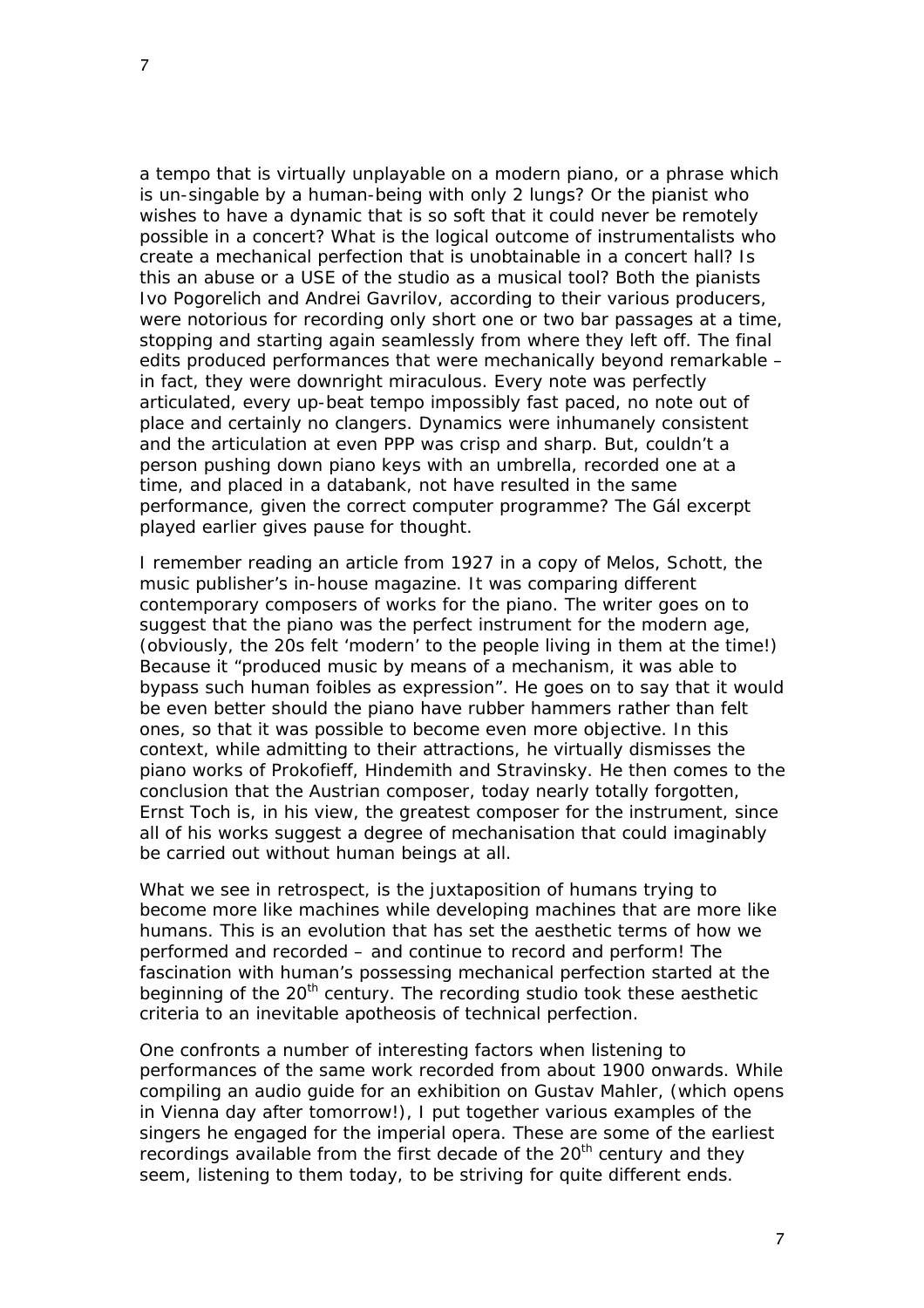a tempo that is virtually unplayable on a modern piano, or a phrase which is un-singable by a human-being with only 2 lungs? Or the pianist who wishes to have a dynamic that is so soft that it could never be remotely possible in a concert? What is the logical outcome of instrumentalists who create a mechanical perfection that is unobtainable in a concert hall? Is this an abuse or a USE of the studio as a musical tool? Both the pianists Ivo Pogorelich and Andrei Gavrilov, according to their various producers, were notorious for recording only short one or two bar passages at a time, stopping and starting again seamlessly from where they left off. The final edits produced performances that were mechanically beyond remarkable – in fact, they were downright miraculous. Every note was perfectly articulated, every up-beat tempo impossibly fast paced, no note out of place and certainly no clangers. Dynamics were inhumanely consistent and the articulation at even PPP was crisp and sharp. But, couldn't a person pushing down piano keys with an umbrella, recorded one at a time, and placed in a databank, not have resulted in the same performance, given the correct computer programme? The Gál excerpt played earlier gives pause for thought.

I remember reading an article from 1927 in a copy of Melos, Schott, the music publisher's in-house magazine. It was comparing different contemporary composers of works for the piano. The writer goes on to suggest that the piano was the perfect instrument for the modern age, (obviously, the 20s felt 'modern' to the people living in them at the time!) Because it "produced music by means of a mechanism, it was able to bypass such human foibles as expression". He goes on to say that it would be even better should the piano have rubber hammers rather than felt ones, so that it was possible to become even more objective. In this context, while admitting to their attractions, he virtually dismisses the piano works of Prokofieff, Hindemith and Stravinsky. He then comes to the conclusion that the Austrian composer, today nearly totally forgotten, Ernst Toch is, in his view, the greatest composer for the instrument, since all of his works suggest a degree of mechanisation that could imaginably be carried out without human beings at all.

What we see in retrospect, is the juxtaposition of humans trying to become more like machines while developing machines that are more like humans. This is an evolution that has set the aesthetic terms of how we performed and recorded – and continue to record and perform! The fascination with human's possessing mechanical perfection started at the beginning of the 20th century. The recording studio took these aesthetic criteria to an inevitable apotheosis of technical perfection.

One confronts a number of interesting factors when listening to performances of the same work recorded from about 1900 onwards. While compiling an audio guide for an exhibition on Gustav Mahler, (which opens in Vienna day after tomorrow!), I put together various examples of the singers he engaged for the imperial opera. These are some of the earliest recordings available from the first decade of the 20th century and they seem, listening to them today, to be striving for quite different ends.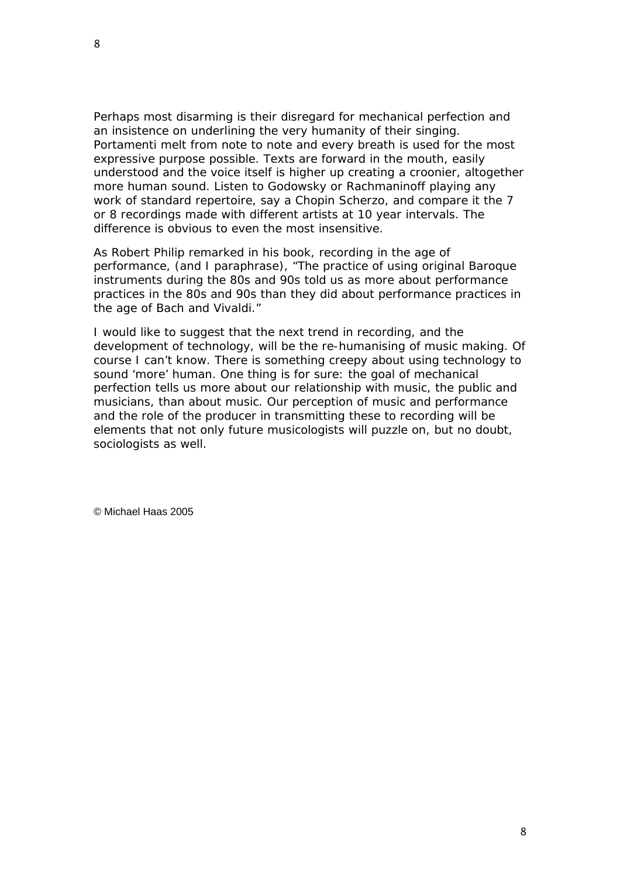Perhaps most disarming is their disregard for mechanical perfection and an insistence on underlining the very humanity of their singing. Portamenti melt from note to note and every breath is used for the most expressive purpose possible. Texts are forward in the mouth, easily understood and the voice itself is higher up creating a croonier, altogether more human sound. Listen to Godowsky or Rachmaninoff playing any work of standard repertoire, say a Chopin Scherzo, and compare it the 7 or 8 recordings made with different artists at 10 year intervals. The difference is obvious to even the most insensitive.

As Robert Philip remarked in his book, recording in the age of performance, (and I paraphrase), "The practice of using original Baroque instruments during the 80s and 90s told us as more about performance practices in the 80s and 90s than they did about performance practices in the age of Bach and Vivaldi."

I would like to suggest that the next trend in recording, and the development of technology, will be the re-humanising of music making. Of course I can't know. There is something creepy about using technology to sound 'more' human. One thing is for sure: the goal of mechanical perfection tells us more about our relationship with music, the public and musicians, than about music. Our perception of music and performance and the role of the producer in transmitting these to recording will be elements that not only future musicologists will puzzle on, but no doubt, sociologists as well.

© Michael Haas 2005